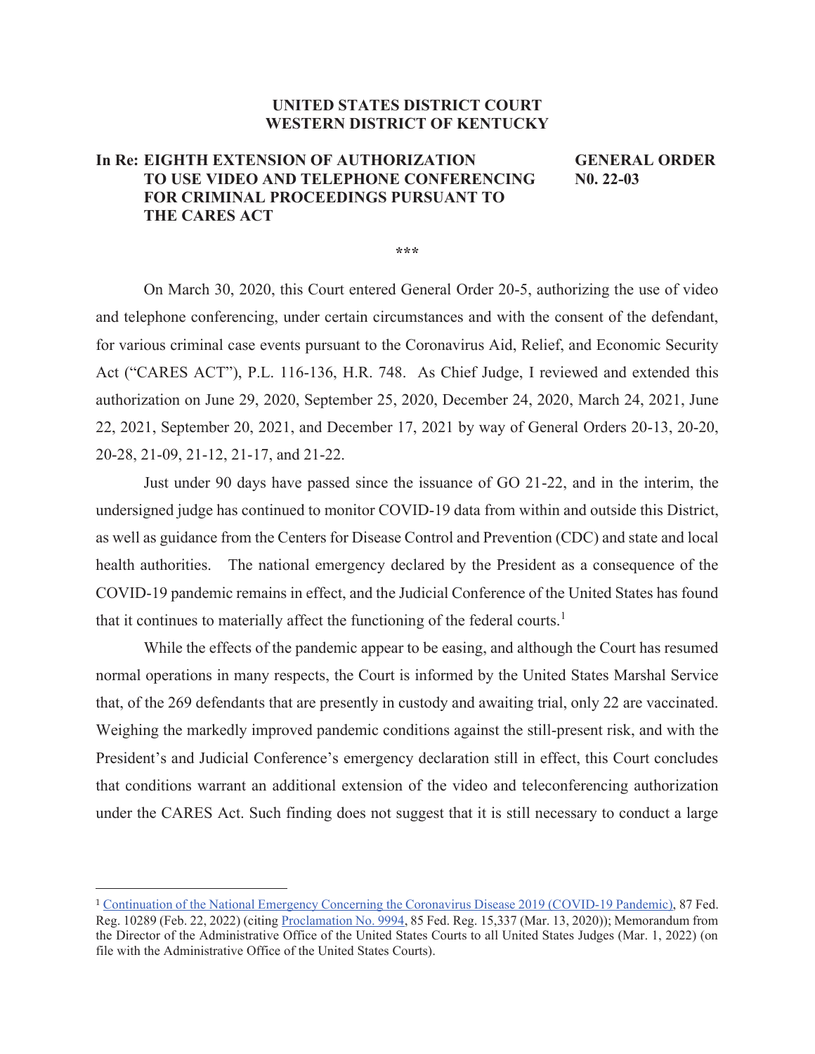**UNITED STATES DISTRICT COURT**
**WESTERN DISTRICT OF KENTUCKY**

**In Re: EIGHTH EXTENSION OF AUTHORIZATION TO USE VIDEO AND TELEPHONE CONFERENCING FOR CRIMINAL PROCEEDINGS PURSUANT TO THE CARES ACT**

**GENERAL ORDER N0. 22-03**

\*\*\*

On March 30, 2020, this Court entered General Order 20-5, authorizing the use of video and telephone conferencing, under certain circumstances and with the consent of the defendant, for various criminal case events pursuant to the Coronavirus Aid, Relief, and Economic Security Act ("CARES ACT"), P.L. 116-136, H.R. 748. As Chief Judge, I reviewed and extended this authorization on June 29, 2020, September 25, 2020, December 24, 2020, March 24, 2021, June 22, 2021, September 20, 2021, and December 17, 2021 by way of General Orders 20-13, 20-20, 20-28, 21-09, 21-12, 21-17, and 21-22.

Just under 90 days have passed since the issuance of GO 21-22, and in the interim, the undersigned judge has continued to monitor COVID-19 data from within and outside this District, as well as guidance from the Centers for Disease Control and Prevention (CDC) and state and local health authorities. The national emergency declared by the President as a consequence of the COVID-19 pandemic remains in effect, and the Judicial Conference of the United States has found that it continues to materially affect the functioning of the federal courts.[1]

While the effects of the pandemic appear to be easing, and although the Court has resumed normal operations in many respects, the Court is informed by the United States Marshal Service that, of the 269 defendants that are presently in custody and awaiting trial, only 22 are vaccinated. Weighing the markedly improved pandemic conditions against the still-present risk, and with the President's and Judicial Conference's emergency declaration still in effect, this Court concludes that conditions warrant an additional extension of the video and teleconferencing authorization under the CARES Act. Such finding does not suggest that it is still necessary to conduct a large

---

[1] Continuation of the National Emergency Concerning the Coronavirus Disease 2019 (COVID-19 Pandemic), 87 Fed. Reg. 10289 (Feb. 22, 2022) (citing Proclamation No. 9994, 85 Fed. Reg. 15,337 (Mar. 13, 2020)); Memorandum from the Director of the Administrative Office of the United States Courts to all United States Judges (Mar. 1, 2022) (on file with the Administrative Office of the United States Courts).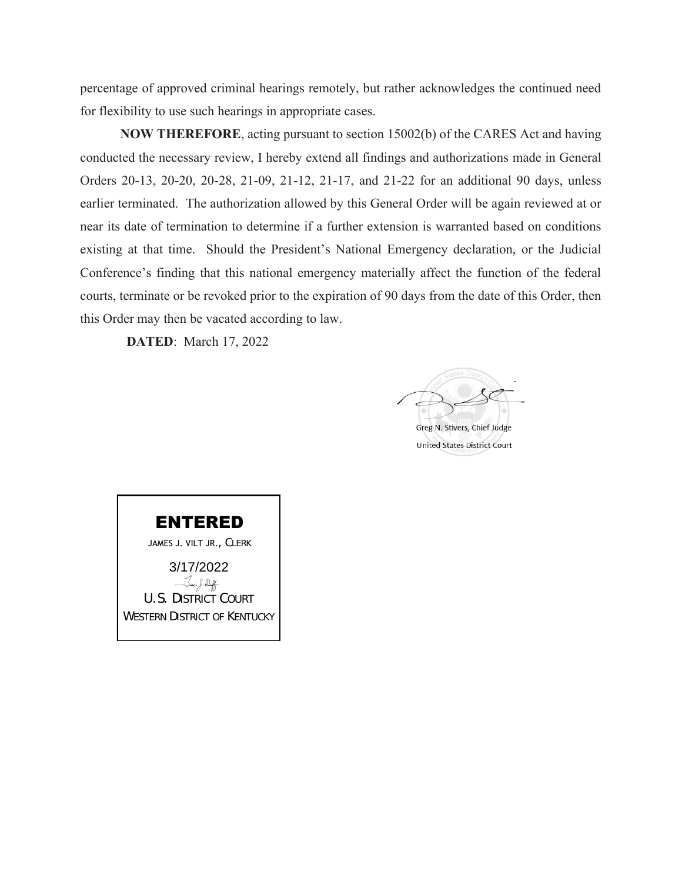percentage of approved criminal hearings remotely, but rather acknowledges the continued need for flexibility to use such hearings in appropriate cases.

**NOW THEREFORE**, acting pursuant to section 15002(b) of the CARES Act and having conducted the necessary review, I hereby extend all findings and authorizations made in General Orders 20-13, 20-20, 20-28, 21-09, 21-12, 21-17, and 21-22 for an additional 90 days, unless earlier terminated. The authorization allowed by this General Order will be again reviewed at or near its date of termination to determine if a further extension is warranted based on conditions existing at that time. Should the President's National Emergency declaration, or the Judicial Conference's finding that this national emergency materially affect the function of the federal courts, terminate or be revoked prior to the expiration of 90 days from the date of this Order, then this Order may then be vacated according to law.

**DATED**: March 17, 2022

Greg N. Stivers, Chief Judge
United States District Court

**ENTERED**
JAMES J. VILT JR., CLERK
3/17/2022
U.S. DISTRICT COURT
WESTERN DISTRICT OF KENTUCKY